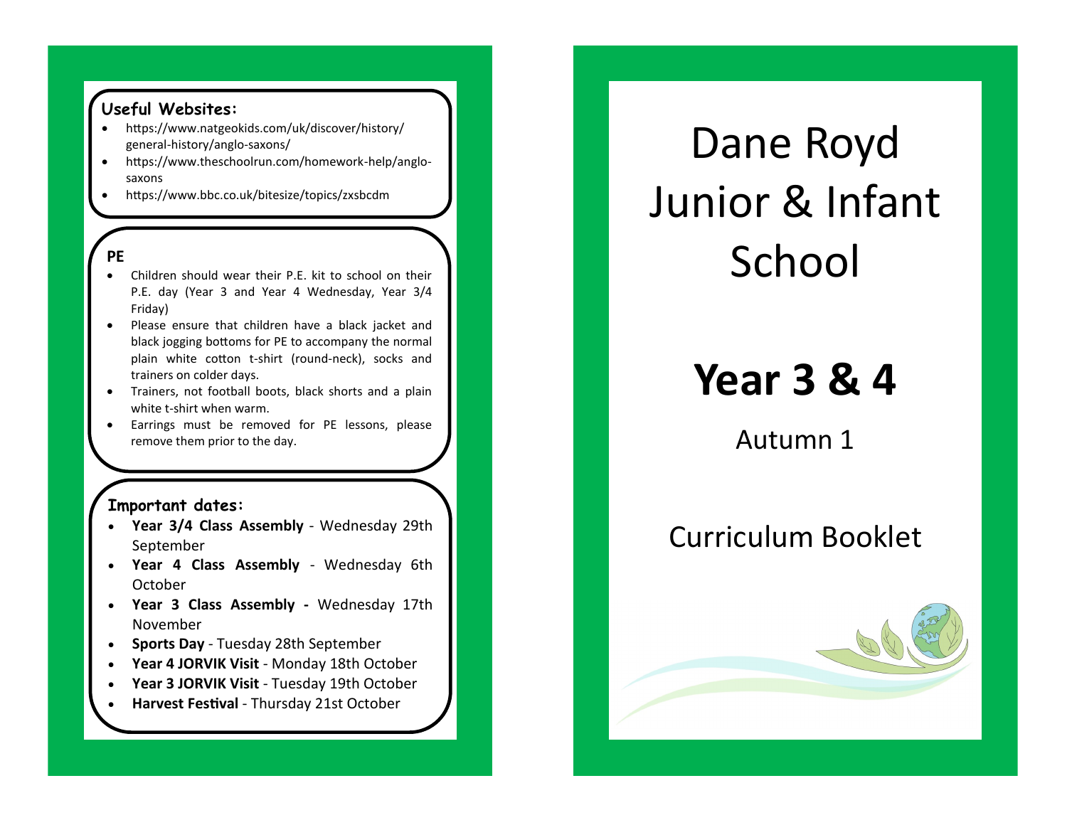## Useful Websites:

- https://www.natgeokids.com/uk/discover/history/general-history/anglo-saxons/
- https://www.theschoolrun.com/homework-help/anglo-saxons
- https://www.bbc.co.uk/bitesize/topics/zxsbcdm

## PE

- Children should wear their P.E. kit to school on their P.E. day (Year 3 and Year 4 Wednesday, Year 3/4 Friday)
- Please ensure that children have a black jacket and black jogging bottoms for PE to accompany the normal plain white cotton t-shirt (round-neck), socks and trainers on colder days.
- Trainers, not football boots, black shorts and a plain white t-shirt when warm.
- Earrings must be removed for PE lessons, please remove them prior to the day.

## Important dates:

- **Year 3/4 Class Assembly** - Wednesday 29th September
- **Year 4 Class Assembly** - Wednesday 6th October
- **Year 3 Class Assembly -** Wednesday 17th November
- **Sports Day** - Tuesday 28th September
- **Year 4 JORVIK Visit** - Monday 18th October
- **Year 3 JORVIK Visit** - Tuesday 19th October
- **Harvest Festival** - Thursday 21st October

# Dane Royd Junior & Infant School

# Year 3 & 4

Autumn 1

Curriculum Booklet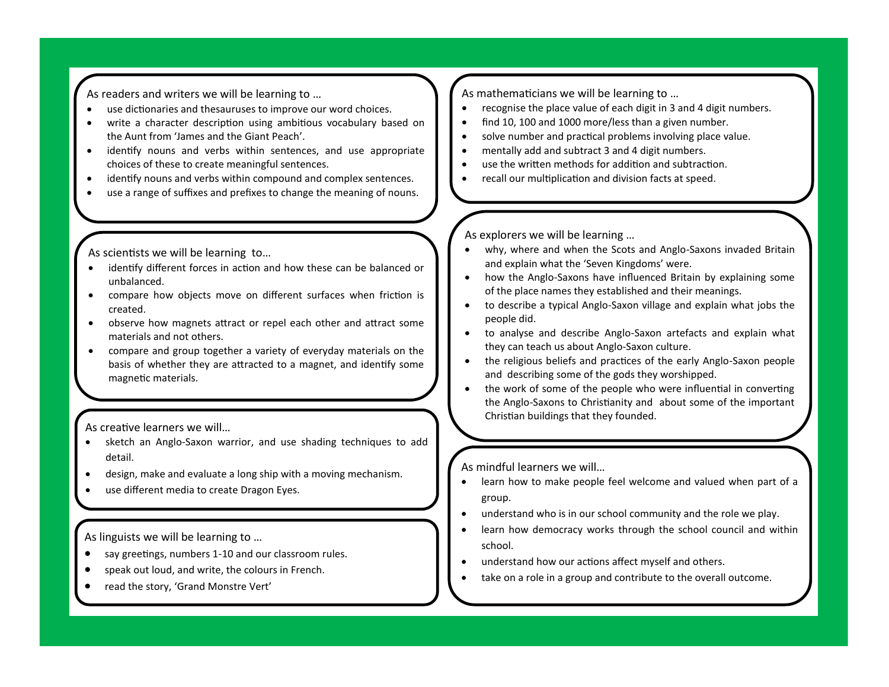As readers and writers we will be learning to …

- use dictionaries and thesauruses to improve our word choices.
- write a character description using ambitious vocabulary based on the Aunt from 'James and the Giant Peach'.
- identify nouns and verbs within sentences, and use appropriate choices of these to create meaningful sentences.
- identify nouns and verbs within compound and complex sentences.
- use a range of suffixes and prefixes to change the meaning of nouns.

As scientists we will be learning to…

- identify different forces in action and how these can be balanced or unbalanced.
- compare how objects move on different surfaces when friction is created.
- observe how magnets attract or repel each other and attract some materials and not others.
- compare and group together a variety of everyday materials on the basis of whether they are attracted to a magnet, and identify some magnetic materials.

As creative learners we will…

- sketch an Anglo-Saxon warrior, and use shading techniques to add detail.
- design, make and evaluate a long ship with a moving mechanism.
- use different media to create Dragon Eyes.

As linguists we will be learning to …

- say greetings, numbers 1-10 and our classroom rules.
- speak out loud, and write, the colours in French.
- read the story, 'Grand Monstre Vert'

As mathematicians we will be learning to …

- recognise the place value of each digit in 3 and 4 digit numbers.
- find 10, 100 and 1000 more/less than a given number.
- solve number and practical problems involving place value.
- mentally add and subtract 3 and 4 digit numbers.
- use the written methods for addition and subtraction.
- recall our multiplication and division facts at speed.

As explorers we will be learning …

- why, where and when the Scots and Anglo-Saxons invaded Britain and explain what the 'Seven Kingdoms' were.
- how the Anglo-Saxons have influenced Britain by explaining some of the place names they established and their meanings.
- to describe a typical Anglo-Saxon village and explain what jobs the people did.
- to analyse and describe Anglo-Saxon artefacts and explain what they can teach us about Anglo-Saxon culture.
- the religious beliefs and practices of the early Anglo-Saxon people and describing some of the gods they worshipped.
- the work of some of the people who were influential in converting the Anglo-Saxons to Christianity and about some of the important Christian buildings that they founded.

As mindful learners we will…

- learn how to make people feel welcome and valued when part of a group.
- understand who is in our school community and the role we play.
- learn how democracy works through the school council and within school.
- understand how our actions affect myself and others.
- take on a role in a group and contribute to the overall outcome.